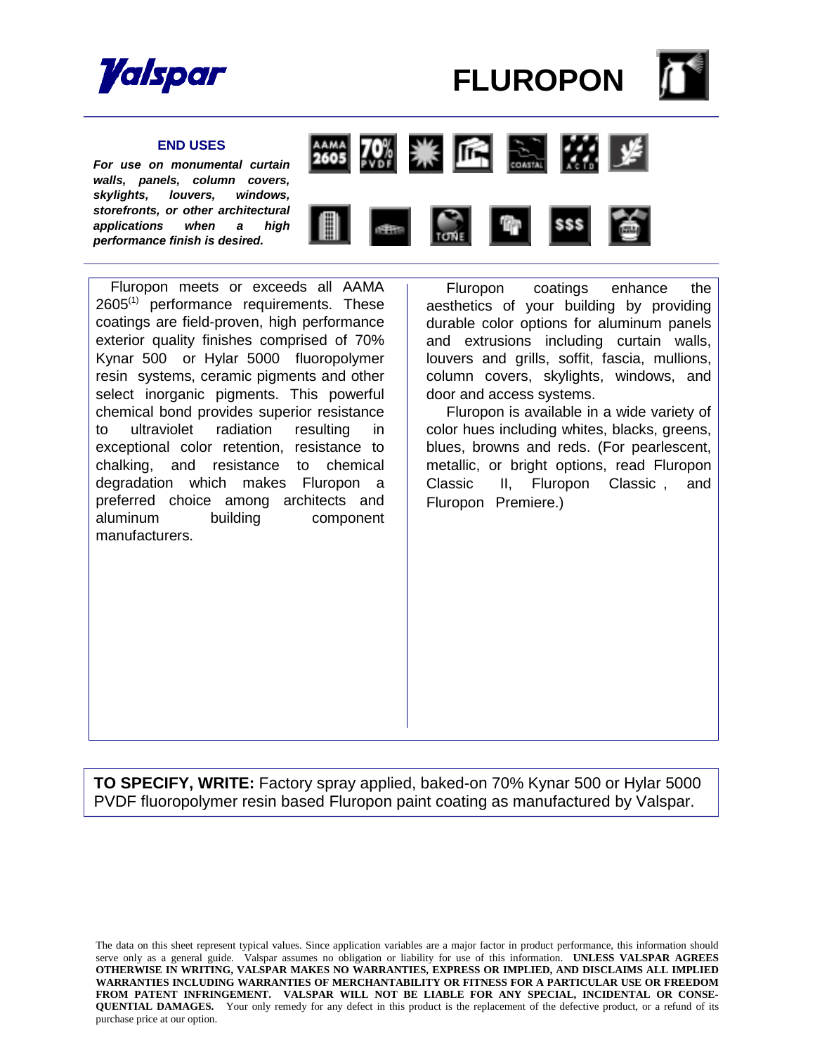# FLUROPON

## END USES

***For use on monumental curtain walls, panels, column covers, skylights, louvers, windows, storefronts, or other architectural applications when a high performance finish is desired.***

Fluropon meets or exceeds all AAMA 2605[1] performance requirements. These coatings are field-proven, high performance exterior quality finishes comprised of 70% Kynar 500 or Hylar 5000 fluoropolymer resin systems, ceramic pigments and other select inorganic pigments. This powerful chemical bond provides superior resistance to ultraviolet radiation resulting in exceptional color retention, resistance to chalking, and resistance to chemical degradation which makes Fluropon a preferred choice among architects and aluminum building component manufacturers.

Fluropon coatings enhance the aesthetics of your building by providing durable color options for aluminum panels and extrusions including curtain walls, louvers and grills, soffit, fascia, mullions, column covers, skylights, windows, and door and access systems.

Fluropon is available in a wide variety of color hues including whites, blacks, greens, blues, browns and reds. (For pearlescent, metallic, or bright options, read Fluropon Classic II, Fluropon Classic , and Fluropon Premiere.)

**TO SPECIFY, WRITE:** Factory spray applied, baked-on 70% Kynar 500 or Hylar 5000 PVDF fluoropolymer resin based Fluropon paint coating as manufactured by Valspar.

The data on this sheet represent typical values. Since application variables are a major factor in product performance, this information should serve only as a general guide. Valspar assumes no obligation or liability for use of this information. **UNLESS VALSPAR AGREES OTHERWISE IN WRITING, VALSPAR MAKES NO WARRANTIES, EXPRESS OR IMPLIED, AND DISCLAIMS ALL IMPLIED WARRANTIES INCLUDING WARRANTIES OF MERCHANTABILITY OR FITNESS FOR A PARTICULAR USE OR FREEDOM FROM PATENT INFRINGEMENT. VALSPAR WILL NOT BE LIABLE FOR ANY SPECIAL, INCIDENTAL OR CONSEQUENTIAL DAMAGES.** Your only remedy for any defect in this product is the replacement of the defective product, or a refund of its purchase price at our option.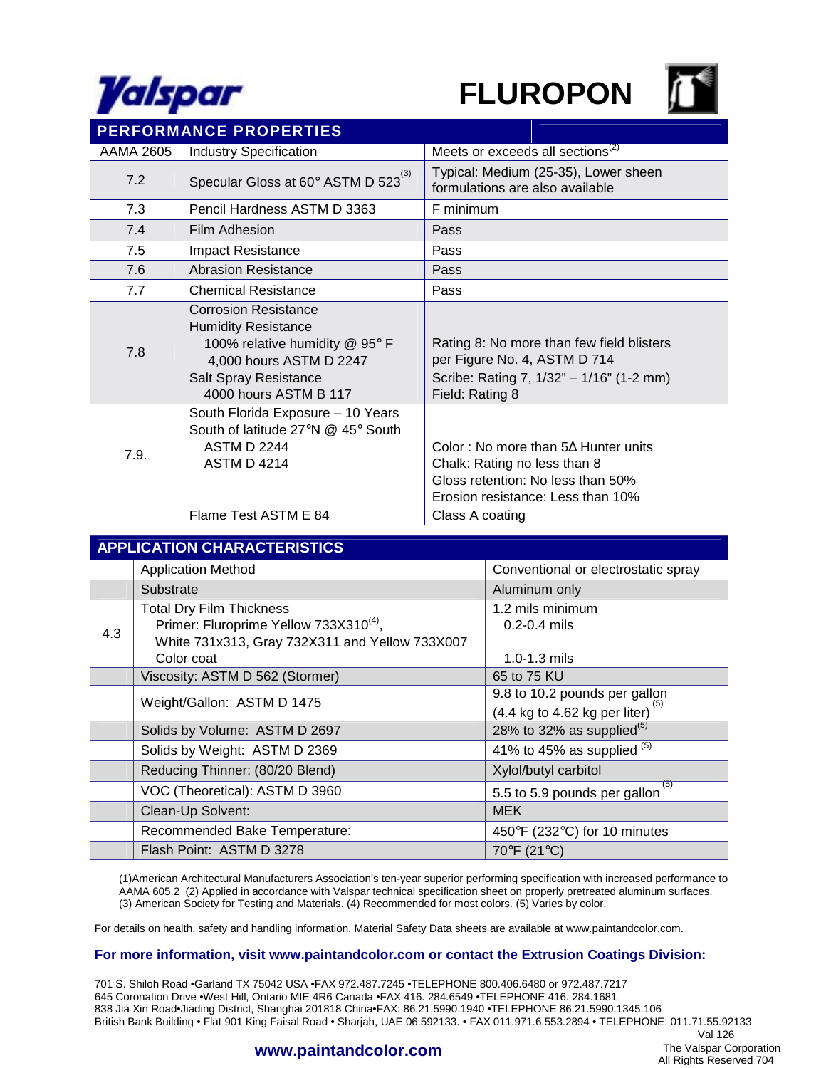Valspar

# FLUROPON

| PERFORMANCE PROPERTIES | | |
|---|---|---|
| AAMA 2605 | Industry Specification | Meets or exceeds all sections[2] |
| 7.2 | Specular Gloss at 60° ASTM D 523[3] | Typical: Medium (25-35), Lower sheen formulations are also available |
| 7.3 | Pencil Hardness ASTM D 3363 | F minimum |
| 7.4 | Film Adhesion | Pass |
| 7.5 | Impact Resistance | Pass |
| 7.6 | Abrasion Resistance | Pass |
| 7.7 | Chemical Resistance | Pass |
| 7.8 | Corrosion Resistance<br>Humidity Resistance<br>100% relative humidity @ 95° F<br>4,000 hours ASTM D 2247 | Rating 8: No more than few field blisters per Figure No. 4, ASTM D 714 |
| | Salt Spray Resistance<br>4000 hours ASTM B 117 | Scribe: Rating 7, 1/32" – 1/16" (1-2 mm)<br>Field: Rating 8 |
| 7.9. | South Florida Exposure – 10 Years<br>South of latitude 27°N @ 45° South<br>ASTM D 2244<br>ASTM D 4214 | Color : No more than 5Δ Hunter units<br>Chalk: Rating no less than 8<br>Gloss retention: No less than 50%<br>Erosion resistance: Less than 10% |
| | Flame Test ASTM E 84 | Class A coating |

| APPLICATION CHARACTERISTICS | | |
|---|---|---|
| | Application Method | Conventional or electrostatic spray |
| | Substrate | Aluminum only |
| 4.3 | Total Dry Film Thickness<br>Primer: Fluroprime Yellow 733X310[4],<br>White 731x313, Gray 732X311 and Yellow 733X007<br>Color coat | 1.2 mils minimum<br>0.2-0.4 mils<br><br>1.0-1.3 mils |
| | Viscosity: ASTM D 562 (Stormer) | 65 to 75 KU |
| | Weight/Gallon: ASTM D 1475 | 9.8 to 10.2 pounds per gallon (4.4 kg to 4.62 kg per liter) [5] |
| | Solids by Volume: ASTM D 2697 | 28% to 32% as supplied[5] |
| | Solids by Weight: ASTM D 2369 | 41% to 45% as supplied [5] |
| | Reducing Thinner: (80/20 Blend) | Xylol/butyl carbitol |
| | VOC (Theoretical): ASTM D 3960 | 5.5 to 5.9 pounds per gallon [5] |
| | Clean-Up Solvent: | MEK |
| | Recommended Bake Temperature: | 450°F (232°C) for 10 minutes |
| | Flash Point: ASTM D 3278 | 70°F (21°C) |

(1)American Architectural Manufacturers Association's ten-year superior performing specification with increased performance to AAMA 605.2 (2) Applied in accordance with Valspar technical specification sheet on properly pretreated aluminum surfaces. (3) American Society for Testing and Materials. (4) Recommended for most colors. (5) Varies by color.

For details on health, safety and handling information, Material Safety Data sheets are available at www.paintandcolor.com.

**For more information, visit www.paintandcolor.com or contact the Extrusion Coatings Division:**

701 S. Shiloh Road •Garland TX 75042 USA •FAX 972.487.7245 •TELEPHONE 800.406.6480 or 972.487.7217
645 Coronation Drive •West Hill, Ontario MIE 4R6 Canada •FAX 416. 284.6549 •TELEPHONE 416. 284.1681
838 Jia Xin Road•Jiading District, Shanghai 201818 China•FAX: 86.21.5990.1940 •TELEPHONE 86.21.5990.1345.106
British Bank Building • Flat 901 King Faisal Road • Sharjah, UAE 06.592133. • FAX 011.971.6.553.2894 • TELEPHONE: 011.71.55.92133

Val 126

**www.paintandcolor.com**

The Valspar Corporation
All Rights Reserved 704